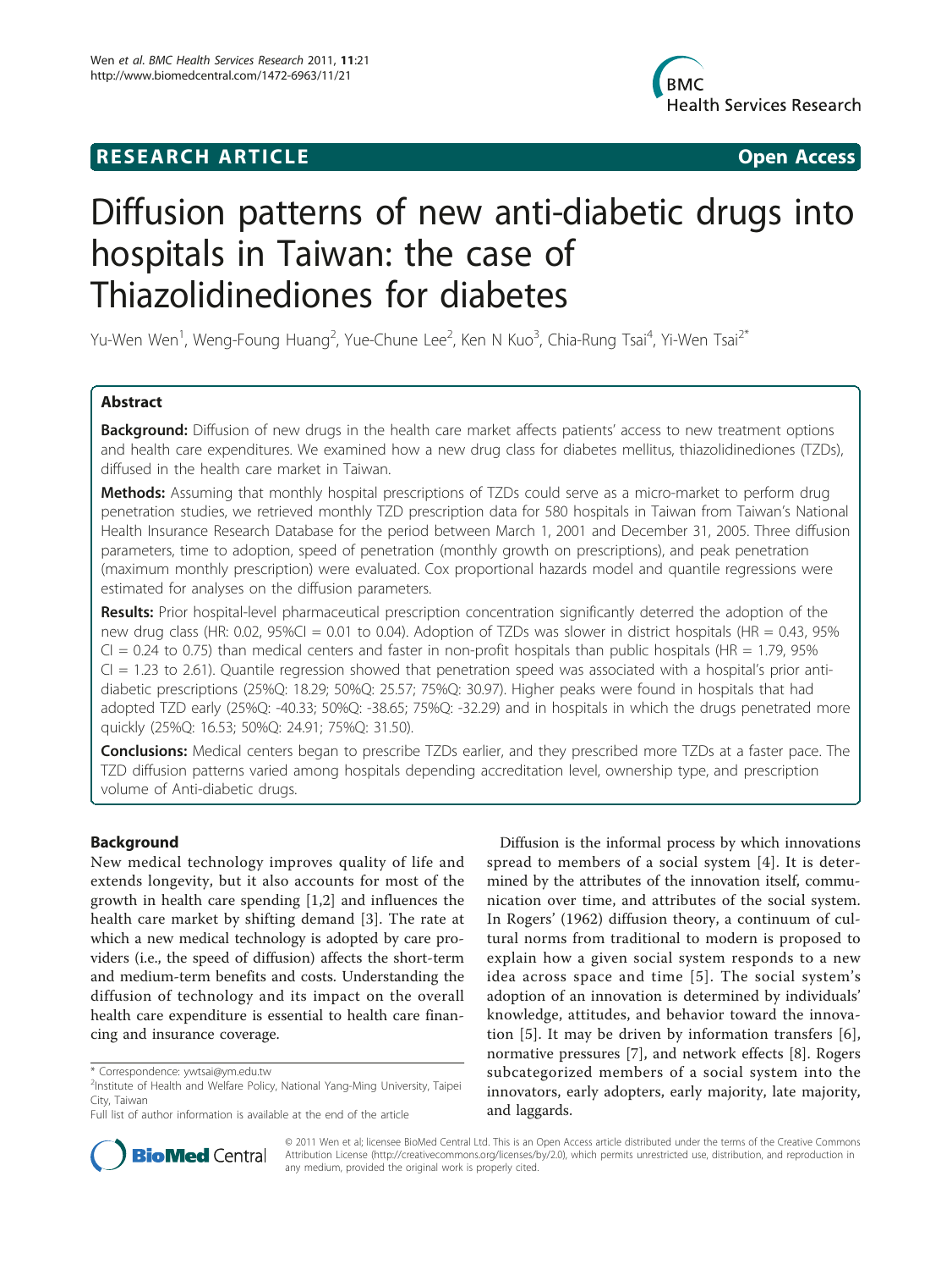**RESEARCH ARTICLE** **Open Access**

# Diffusion patterns of new anti-diabetic drugs into hospitals in Taiwan: the case of Thiazolidinediones for diabetes

Yu-Wen Wen[1], Weng-Foung Huang[2], Yue-Chune Lee[2], Ken N Kuo[3], Chia-Rung Tsai[4], Yi-Wen Tsai[2*]

## Abstract

**Background:** Diffusion of new drugs in the health care market affects patients' access to new treatment options and health care expenditures. We examined how a new drug class for diabetes mellitus, thiazolidinediones (TZDs), diffused in the health care market in Taiwan.

**Methods:** Assuming that monthly hospital prescriptions of TZDs could serve as a micro-market to perform drug penetration studies, we retrieved monthly TZD prescription data for 580 hospitals in Taiwan from Taiwan's National Health Insurance Research Database for the period between March 1, 2001 and December 31, 2005. Three diffusion parameters, time to adoption, speed of penetration (monthly growth on prescriptions), and peak penetration (maximum monthly prescription) were evaluated. Cox proportional hazards model and quantile regressions were estimated for analyses on the diffusion parameters.

**Results:** Prior hospital-level pharmaceutical prescription concentration significantly deterred the adoption of the new drug class (HR: 0.02, 95%CI = 0.01 to 0.04). Adoption of TZDs was slower in district hospitals (HR = 0.43, 95% CI = 0.24 to 0.75) than medical centers and faster in non-profit hospitals than public hospitals (HR = 1.79, 95% CI = 1.23 to 2.61). Quantile regression showed that penetration speed was associated with a hospital's prior anti-diabetic prescriptions (25%Q: 18.29; 50%Q: 25.57; 75%Q: 30.97). Higher peaks were found in hospitals that had adopted TZD early (25%Q: -40.33; 50%Q: -38.65; 75%Q: -32.29) and in hospitals in which the drugs penetrated more quickly (25%Q: 16.53; 50%Q: 24.91; 75%Q: 31.50).

**Conclusions:** Medical centers began to prescribe TZDs earlier, and they prescribed more TZDs at a faster pace. The TZD diffusion patterns varied among hospitals depending accreditation level, ownership type, and prescription volume of Anti-diabetic drugs.

## Background

New medical technology improves quality of life and extends longevity, but it also accounts for most of the growth in health care spending [1,2] and influences the health care market by shifting demand [3]. The rate at which a new medical technology is adopted by care providers (i.e., the speed of diffusion) affects the short-term and medium-term benefits and costs. Understanding the diffusion of technology and its impact on the overall health care expenditure is essential to health care financing and insurance coverage.

Diffusion is the informal process by which innovations spread to members of a social system [4]. It is determined by the attributes of the innovation itself, communication over time, and attributes of the social system. In Rogers' (1962) diffusion theory, a continuum of cultural norms from traditional to modern is proposed to explain how a given social system responds to a new idea across space and time [5]. The social system's adoption of an innovation is determined by individuals' knowledge, attitudes, and behavior toward the innovation [5]. It may be driven by information transfers [6], normative pressures [7], and network effects [8]. Rogers subcategorized members of a social system into the innovators, early adopters, early majority, late majority, and laggards.

\* Correspondence: ywtsai@ym.edu.tw
[2]Institute of Health and Welfare Policy, National Yang-Ming University, Taipei City, Taiwan
Full list of author information is available at the end of the article

© 2011 Wen et al; licensee BioMed Central Ltd. This is an Open Access article distributed under the terms of the Creative Commons Attribution License (http://creativecommons.org/licenses/by/2.0), which permits unrestricted use, distribution, and reproduction in any medium, provided the original work is properly cited.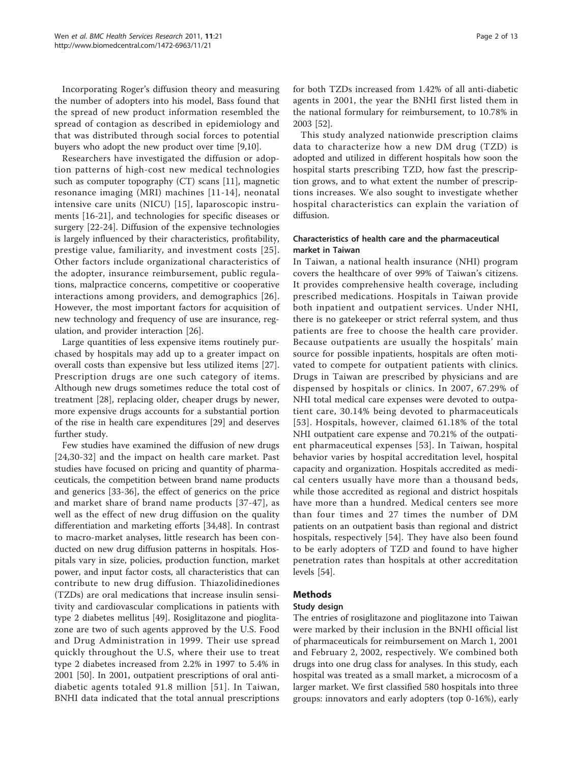Incorporating Roger's diffusion theory and measuring the number of adopters into his model, Bass found that the spread of new product information resembled the spread of contagion as described in epidemiology and that was distributed through social forces to potential buyers who adopt the new product over time [9,10].

Researchers have investigated the diffusion or adoption patterns of high-cost new medical technologies such as computer topography (CT) scans [11], magnetic resonance imaging (MRI) machines [11-14], neonatal intensive care units (NICU) [15], laparoscopic instruments [16-21], and technologies for specific diseases or surgery [22-24]. Diffusion of the expensive technologies is largely influenced by their characteristics, profitability, prestige value, familiarity, and investment costs [25]. Other factors include organizational characteristics of the adopter, insurance reimbursement, public regulations, malpractice concerns, competitive or cooperative interactions among providers, and demographics [26]. However, the most important factors for acquisition of new technology and frequency of use are insurance, regulation, and provider interaction [26].

Large quantities of less expensive items routinely purchased by hospitals may add up to a greater impact on overall costs than expensive but less utilized items [27]. Prescription drugs are one such category of items. Although new drugs sometimes reduce the total cost of treatment [28], replacing older, cheaper drugs by newer, more expensive drugs accounts for a substantial portion of the rise in health care expenditures [29] and deserves further study.

Few studies have examined the diffusion of new drugs [24,30-32] and the impact on health care market. Past studies have focused on pricing and quantity of pharmaceuticals, the competition between brand name products and generics [33-36], the effect of generics on the price and market share of brand name products [37-47], as well as the effect of new drug diffusion on the quality differentiation and marketing efforts [34,48]. In contrast to macro-market analyses, little research has been conducted on new drug diffusion patterns in hospitals. Hospitals vary in size, policies, production function, market power, and input factor costs, all characteristics that can contribute to new drug diffusion. Thiazolidinediones (TZDs) are oral medications that increase insulin sensitivity and cardiovascular complications in patients with type 2 diabetes mellitus [49]. Rosiglitazone and pioglitazone are two of such agents approved by the U.S. Food and Drug Administration in 1999. Their use spread quickly throughout the U.S, where their use to treat type 2 diabetes increased from 2.2% in 1997 to 5.4% in 2001 [50]. In 2001, outpatient prescriptions of oral anti-diabetic agents totaled 91.8 million [51]. In Taiwan, BNHI data indicated that the total annual prescriptions for both TZDs increased from 1.42% of all anti-diabetic agents in 2001, the year the BNHI first listed them in the national formulary for reimbursement, to 10.78% in 2003 [52].

This study analyzed nationwide prescription claims data to characterize how a new DM drug (TZD) is adopted and utilized in different hospitals how soon the hospital starts prescribing TZD, how fast the prescription grows, and to what extent the number of prescriptions increases. We also sought to investigate whether hospital characteristics can explain the variation of diffusion.

### Characteristics of health care and the pharmaceutical market in Taiwan

In Taiwan, a national health insurance (NHI) program covers the healthcare of over 99% of Taiwan's citizens. It provides comprehensive health coverage, including prescribed medications. Hospitals in Taiwan provide both inpatient and outpatient services. Under NHI, there is no gatekeeper or strict referral system, and thus patients are free to choose the health care provider. Because outpatients are usually the hospitals' main source for possible inpatients, hospitals are often motivated to compete for outpatient patients with clinics. Drugs in Taiwan are prescribed by physicians and are dispensed by hospitals or clinics. In 2007, 67.29% of NHI total medical care expenses were devoted to outpatient care, 30.14% being devoted to pharmaceuticals [53]. Hospitals, however, claimed 61.18% of the total NHI outpatient care expense and 70.21% of the outpatient pharmaceutical expenses [53]. In Taiwan, hospital behavior varies by hospital accreditation level, hospital capacity and organization. Hospitals accredited as medical centers usually have more than a thousand beds, while those accredited as regional and district hospitals have more than a hundred. Medical centers see more than four times and 27 times the number of DM patients on an outpatient basis than regional and district hospitals, respectively [54]. They have also been found to be early adopters of TZD and found to have higher penetration rates than hospitals at other accreditation levels [54].

## Methods

### Study design

The entries of rosiglitazone and pioglitazone into Taiwan were marked by their inclusion in the BNHI official list of pharmaceuticals for reimbursement on March 1, 2001 and February 2, 2002, respectively. We combined both drugs into one drug class for analyses. In this study, each hospital was treated as a small market, a microcosm of a larger market. We first classified 580 hospitals into three groups: innovators and early adopters (top 0-16%), early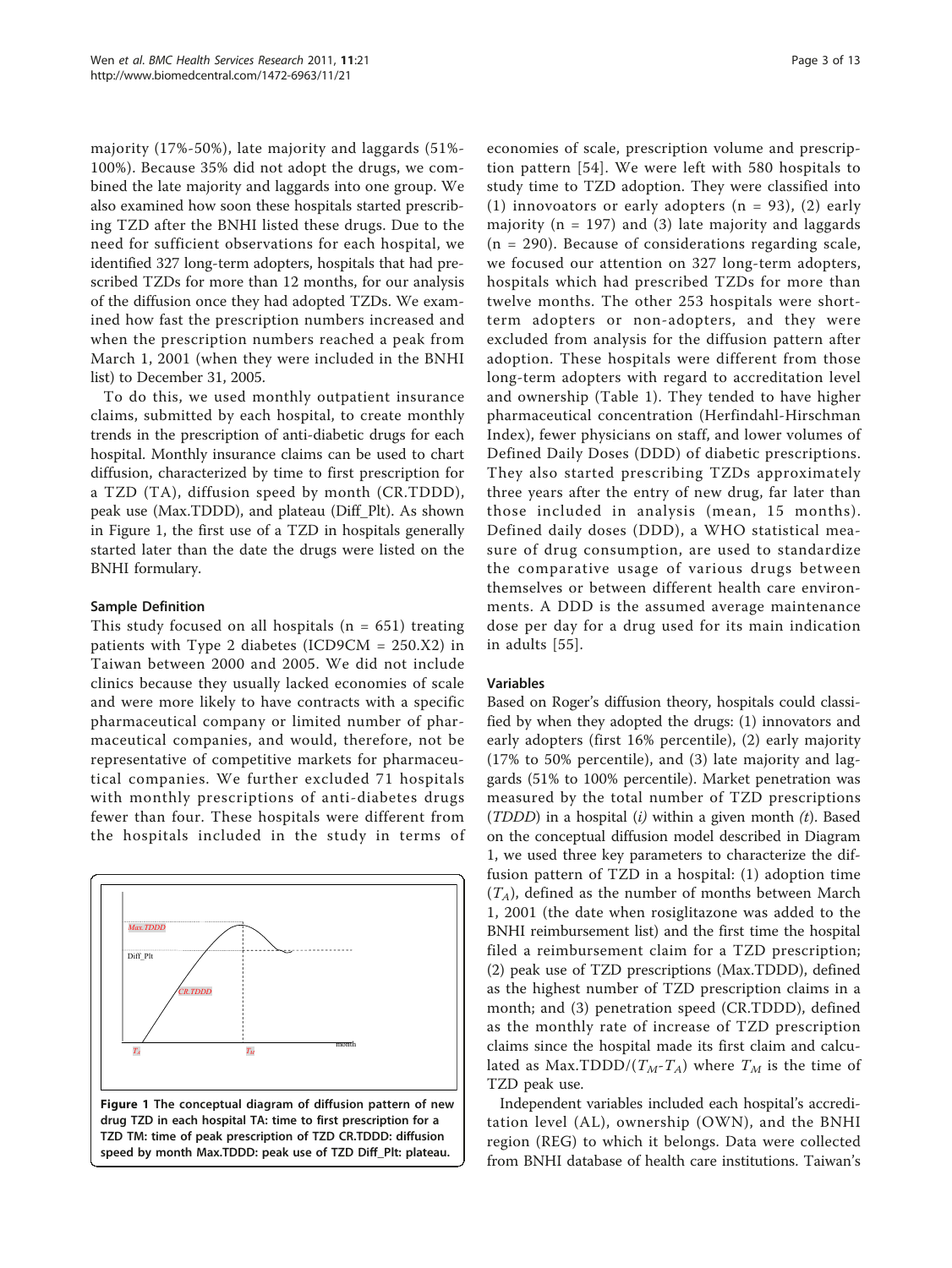majority (17%-50%), late majority and laggards (51%-100%). Because 35% did not adopt the drugs, we combined the late majority and laggards into one group. We also examined how soon these hospitals started prescribing TZD after the BNHI listed these drugs. Due to the need for sufficient observations for each hospital, we identified 327 long-term adopters, hospitals that had prescribed TZDs for more than 12 months, for our analysis of the diffusion once they had adopted TZDs. We examined how fast the prescription numbers increased and when the prescription numbers reached a peak from March 1, 2001 (when they were included in the BNHI list) to December 31, 2005.

To do this, we used monthly outpatient insurance claims, submitted by each hospital, to create monthly trends in the prescription of anti-diabetic drugs for each hospital. Monthly insurance claims can be used to chart diffusion, characterized by time to first prescription for a TZD (TA), diffusion speed by month (CR.TDDD), peak use (Max.TDDD), and plateau (Diff_Plt). As shown in Figure 1, the first use of a TZD in hospitals generally started later than the date the drugs were listed on the BNHI formulary.

### Sample Definition

This study focused on all hospitals (n = 651) treating patients with Type 2 diabetes (ICD9CM = 250.X2) in Taiwan between 2000 and 2005. We did not include clinics because they usually lacked economies of scale and were more likely to have contracts with a specific pharmaceutical company or limited number of pharmaceutical companies, and would, therefore, not be representative of competitive markets for pharmaceutical companies. We further excluded 71 hospitals with monthly prescriptions of anti-diabetes drugs fewer than four. These hospitals were different from the hospitals included in the study in terms of economies of scale, prescription volume and prescription pattern [54]. We were left with 580 hospitals to study time to TZD adoption. They were classified into (1) innovoators or early adopters (n = 93), (2) early majority (n = 197) and (3) late majority and laggards (n = 290). Because of considerations regarding scale, we focused our attention on 327 long-term adopters, hospitals which had prescribed TZDs for more than twelve months. The other 253 hospitals were short-term adopters or non-adopters, and they were excluded from analysis for the diffusion pattern after adoption. These hospitals were different from those long-term adopters with regard to accreditation level and ownership (Table 1). They tended to have higher pharmaceutical concentration (Herfindahl-Hirschman Index), fewer physicians on staff, and lower volumes of Defined Daily Doses (DDD) of diabetic prescriptions. They also started prescribing TZDs approximately three years after the entry of new drug, far later than those included in analysis (mean, 15 months). Defined daily doses (DDD), a WHO statistical measure of drug consumption, are used to standardize the comparative usage of various drugs between themselves or between different health care environments. A DDD is the assumed average maintenance dose per day for a drug used for its main indication in adults [55].

**Figure 1 The conceptual diagram of diffusion pattern of new drug TZD in each hospital TA: time to first prescription for a TZD TM: time of peak prescription of TZD CR.TDDD: diffusion speed by month Max.TDDD: peak use of TZD Diff_Plt: plateau.**

### Variables

Based on Roger's diffusion theory, hospitals could classified by when they adopted the drugs: (1) innovators and early adopters (first 16% percentile), (2) early majority (17% to 50% percentile), and (3) late majority and laggards (51% to 100% percentile). Market penetration was measured by the total number of TZD prescriptions (*TDDD*) in a hospital (*i*) within a given month (*t*). Based on the conceptual diffusion model described in Diagram 1, we used three key parameters to characterize the diffusion pattern of TZD in a hospital: (1) adoption time ($T_A$), defined as the number of months between March 1, 2001 (the date when rosiglitazone was added to the BNHI reimbursement list) and the first time the hospital filed a reimbursement claim for a TZD prescription; (2) peak use of TZD prescriptions (Max.TDDD), defined as the highest number of TZD prescription claims in a month; and (3) penetration speed (CR.TDDD), defined as the monthly rate of increase of TZD prescription claims since the hospital made its first claim and calculated as Max.TDDD/($T_M$-$T_A$) where $T_M$ is the time of TZD peak use.

Independent variables included each hospital's accreditation level (AL), ownership (OWN), and the BNHI region (REG) to which it belongs. Data were collected from BNHI database of health care institutions. Taiwan's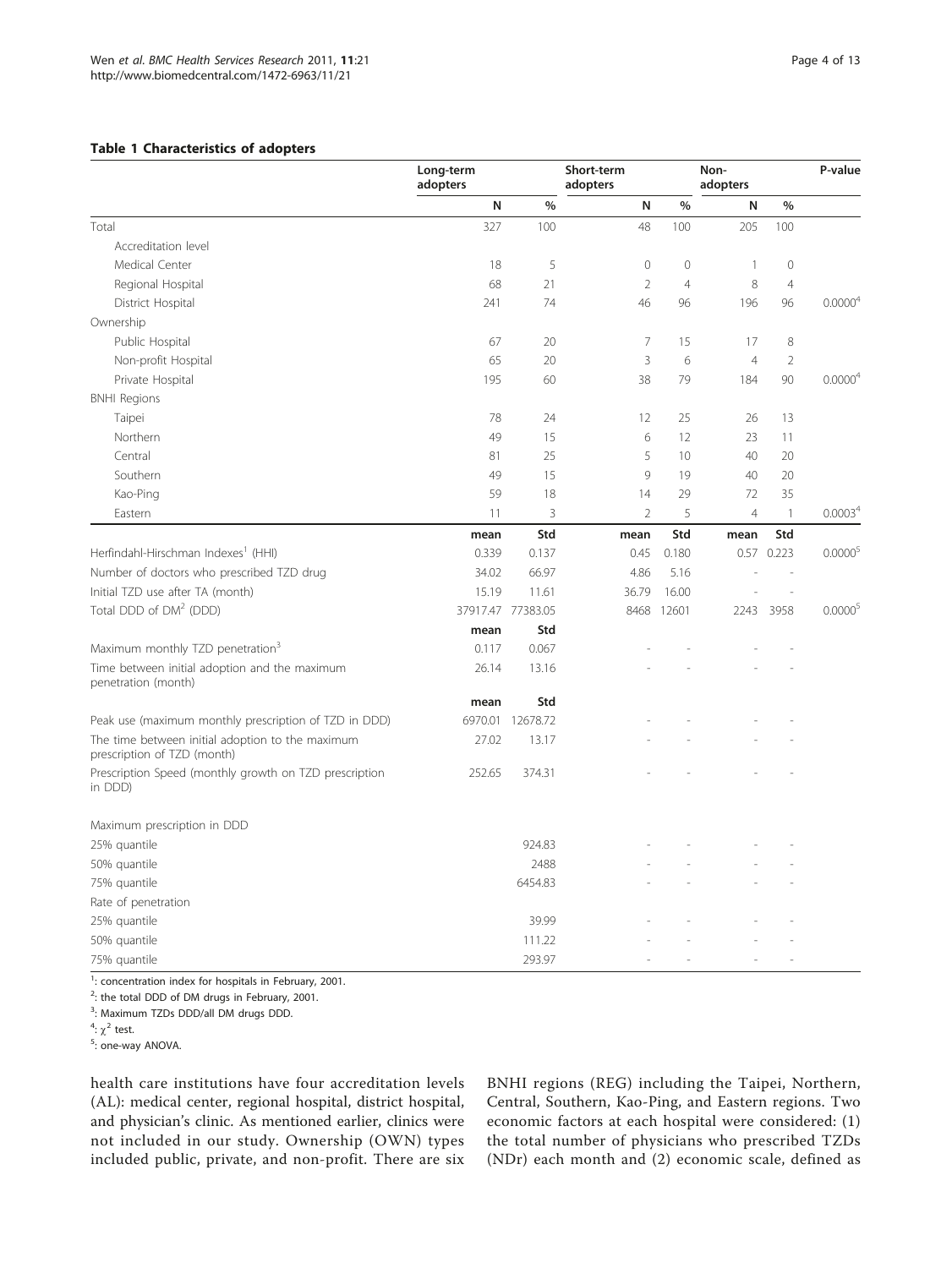**Table 1 Characteristics of adopters**

| | Long-term adopters | | Short-term adopters | | Non-adopters | | P-value |
|---|---|---|---|---|---|---|---|
| | N | % | N | % | N | % | |
| Total | 327 | 100 | 48 | 100 | 205 | 100 | |
| Accreditation level | | | | | | | |
| Medical Center | 18 | 5 | 0 | 0 | 1 | 0 | |
| Regional Hospital | 68 | 21 | 2 | 4 | 8 | 4 | |
| District Hospital | 241 | 74 | 46 | 96 | 196 | 96 | 0.0000[4] |
| Ownership | | | | | | | |
| Public Hospital | 67 | 20 | 7 | 15 | 17 | 8 | |
| Non-profit Hospital | 65 | 20 | 3 | 6 | 4 | 2 | |
| Private Hospital | 195 | 60 | 38 | 79 | 184 | 90 | 0.0000[4] |
| BNHI Regions | | | | | | | |
| Taipei | 78 | 24 | 12 | 25 | 26 | 13 | |
| Northern | 49 | 15 | 6 | 12 | 23 | 11 | |
| Central | 81 | 25 | 5 | 10 | 40 | 20 | |
| Southern | 49 | 15 | 9 | 19 | 40 | 20 | |
| Kao-Ping | 59 | 18 | 14 | 29 | 72 | 35 | |
| Eastern | 11 | 3 | 2 | 5 | 4 | 1 | 0.0003[4] |
| | mean | Std | mean | Std | mean | Std | |
| Herfindahl-Hirschman Indexes[1] (HHI) | 0.339 | 0.137 | 0.45 | 0.180 | 0.57 | 0.223 | 0.0000[5] |
| Number of doctors who prescribed TZD drug | 34.02 | 66.97 | 4.86 | 5.16 | - | - | |
| Initial TZD use after TA (month) | 15.19 | 11.61 | 36.79 | 16.00 | - | - | |
| Total DDD of DM[2] (DDD) | 37917.47 | 77383.05 | 8468 | 12601 | 2243 | 3958 | 0.0000[5] |
| | mean | Std | | | | | |
| Maximum monthly TZD penetration[3] | 0.117 | 0.067 | - | - | - | - | |
| Time between initial adoption and the maximum penetration (month) | 26.14 | 13.16 | - | - | - | - | |
| | mean | Std | | | | | |
| Peak use (maximum monthly prescription of TZD in DDD) | 6970.01 | 12678.72 | - | - | - | - | |
| The time between initial adoption to the maximum prescription of TZD (month) | 27.02 | 13.17 | - | - | - | - | |
| Prescription Speed (monthly growth on TZD prescription in DDD) | 252.65 | 374.31 | - | - | - | - | |
| Maximum prescription in DDD | | | | | | | |
| 25% quantile | | 924.83 | - | - | - | - | |
| 50% quantile | | 2488 | - | - | - | - | |
| 75% quantile | | 6454.83 | - | - | - | - | |
| Rate of penetration | | | | | | | |
| 25% quantile | | 39.99 | - | - | - | - | |
| 50% quantile | | 111.22 | - | - | - | - | |
| 75% quantile | | 293.97 | - | - | - | - | |

[1]: concentration index for hospitals in February, 2001.
[2]: the total DDD of DM drugs in February, 2001.
[3]: Maximum TZDs DDD/all DM drugs DDD.
[4]: $\chi^2$ test.
[5]: one-way ANOVA.

health care institutions have four accreditation levels (AL): medical center, regional hospital, district hospital, and physician's clinic. As mentioned earlier, clinics were not included in our study. Ownership (OWN) types included public, private, and non-profit. There are six BNHI regions (REG) including the Taipei, Northern, Central, Southern, Kao-Ping, and Eastern regions. Two economic factors at each hospital were considered: (1) the total number of physicians who prescribed TZDs (NDr) each month and (2) economic scale, defined as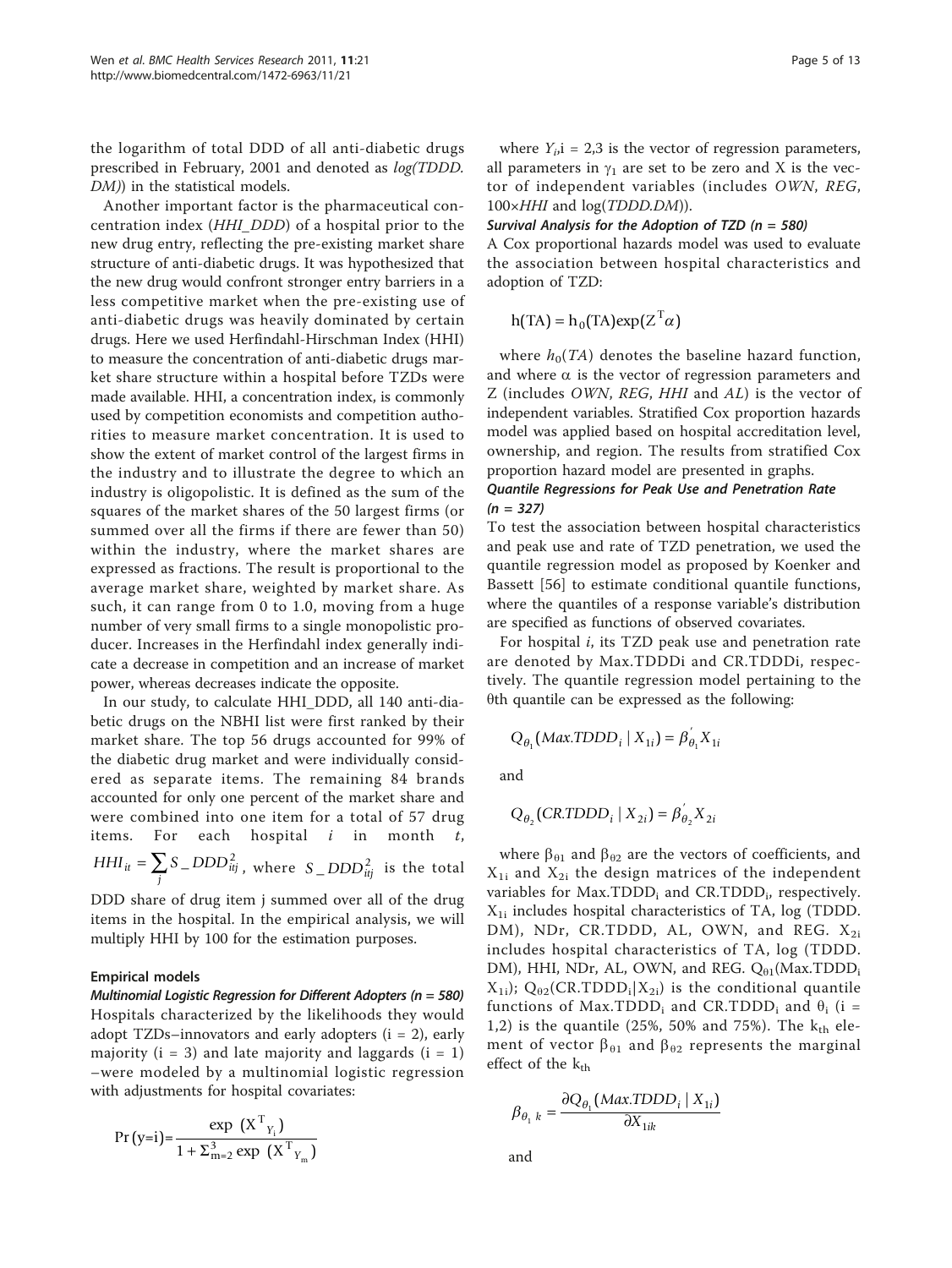the logarithm of total DDD of all anti-diabetic drugs prescribed in February, 2001 and denoted as *log(TDDD.DM)*) in the statistical models.

Another important factor is the pharmaceutical concentration index (*HHI_DDD*) of a hospital prior to the new drug entry, reflecting the pre-existing market share structure of anti-diabetic drugs. It was hypothesized that the new drug would confront stronger entry barriers in a less competitive market when the pre-existing use of anti-diabetic drugs was heavily dominated by certain drugs. Here we used Herfindahl-Hirschman Index (HHI) to measure the concentration of anti-diabetic drugs market share structure within a hospital before TZDs were made available. HHI, a concentration index, is commonly used by competition economists and competition authorities to measure market concentration. It is used to show the extent of market control of the largest firms in the industry and to illustrate the degree to which an industry is oligopolistic. It is defined as the sum of the squares of the market shares of the 50 largest firms (or summed over all the firms if there are fewer than 50) within the industry, where the market shares are expressed as fractions. The result is proportional to the average market share, weighted by market share. As such, it can range from 0 to 1.0, moving from a huge number of very small firms to a single monopolistic producer. Increases in the Herfindahl index generally indicate a decrease in competition and an increase of market power, whereas decreases indicate the opposite.

In our study, to calculate HHI_DDD, all 140 anti-diabetic drugs on the NBHI list were first ranked by their market share. The top 56 drugs accounted for 99% of the diabetic drug market and were individually considered as separate items. The remaining 84 brands accounted for only one percent of the market share and were combined into one item for a total of 57 drug items. For each hospital *i* in month *t*, $HHI_{it} = \sum_j S\_DDD_{itj}^2$, where $S\_DDD_{itj}^2$ is the total DDD share of drug item j summed over all of the drug items in the hospital. In the empirical analysis, we will multiply HHI by 100 for the estimation purposes.

### Empirical models

#### *Multinomial Logistic Regression for Different Adopters (n = 580)*

Hospitals characterized by the likelihoods they would adopt TZDs–innovators and early adopters (i = 2), early majority (i = 3) and late majority and laggards (i = 1) –were modeled by a multinomial logistic regression with adjustments for hospital covariates:

$$\Pr(y{=}i) = \frac{\exp\ (X^T{}_{Y_i})}{1 + \Sigma_{m=2}^{3} \exp\ (X^T{}_{Y_m})}$$

where $Y_i$,i = 2,3 is the vector of regression parameters, all parameters in $\gamma_1$ are set to be zero and X is the vector of independent variables (includes *OWN*, *REG*, 100×*HHI* and log(*TDDD.DM*)).

#### *Survival Analysis for the Adoption of TZD (n = 580)*

A Cox proportional hazards model was used to evaluate the association between hospital characteristics and adoption of TZD:

$$h(TA) = h_0(TA)\exp(Z^T\alpha)$$

where $h_0(TA)$ denotes the baseline hazard function, and where $\alpha$ is the vector of regression parameters and Z (includes *OWN*, *REG*, *HHI* and *AL*) is the vector of independent variables. Stratified Cox proportion hazards model was applied based on hospital accreditation level, ownership, and region. The results from stratified Cox proportion hazard model are presented in graphs.

#### *Quantile Regressions for Peak Use and Penetration Rate (n = 327)*

To test the association between hospital characteristics and peak use and rate of TZD penetration, we used the quantile regression model as proposed by Koenker and Bassett [56] to estimate conditional quantile functions, where the quantiles of a response variable's distribution are specified as functions of observed covariates.

For hospital *i*, its TZD peak use and penetration rate are denoted by Max.TDDDi and CR.TDDDi, respectively. The quantile regression model pertaining to the θth quantile can be expressed as the following:

$$Q_{\theta_1}(Max.TDDD_i \mid X_{1i}) = \beta_{\theta_1}' X_{1i}$$

and

$$Q_{\theta_2}(CR.TDDD_i \mid X_{2i}) = \beta_{\theta_2}' X_{2i}$$

where $\beta_{\theta 1}$ and $\beta_{\theta 2}$ are the vectors of coefficients, and $X_{1i}$ and $X_{2i}$ the design matrices of the independent variables for $Max.TDDD_i$ and $CR.TDDD_i$, respectively. $X_{1i}$ includes hospital characteristics of TA, log (TDDD.DM), NDr, CR.TDDD, AL, OWN, and REG. $X_{2i}$ includes hospital characteristics of TA, log (TDDD.DM), HHI, NDr, AL, OWN, and REG. $Q_{\theta 1}(Max.TDDD_i \mid X_{1i})$; $Q_{\theta 2}(CR.TDDD_i|X_{2i})$ is the conditional quantile functions of $Max.TDDD_i$ and $CR.TDDD_i$ and $\theta_i$ (i = 1,2) is the quantile (25%, 50% and 75%). The $k_{th}$ element of vector $\beta_{\theta 1}$ and $\beta_{\theta 2}$ represents the marginal effect of the $k_{th}$

$$\beta_{\theta_1 k} = \frac{\partial Q_{\theta_1}(Max.TDDD_i \mid X_{1i})}{\partial X_{1ik}}$$

and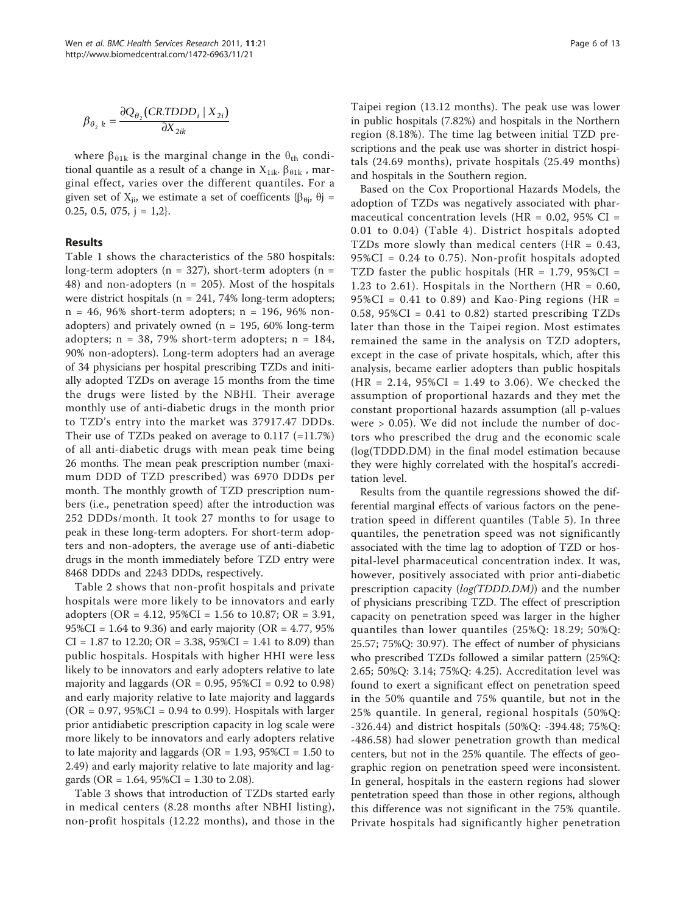$$\beta_{\theta_2 k} = \frac{\partial Q_{\theta_2}(CR.TDDD_i \mid X_{2i})}{\partial X_{2ik}}$$

where $\beta_{\theta 1k}$ is the marginal change in the $\theta_{th}$ conditional quantile as a result of a change in $X_{1ik}$. $\beta_{\theta 1k}$ , marginal effect, varies over the different quantiles. For a given set of $X_{ji}$, we estimate a set of coefficents $\{\beta_{\theta j}, \theta j$ = 0.25, 0.5, 075, j = 1,2}.

## Results

Table 1 shows the characteristics of the 580 hospitals: long-term adopters (n = 327), short-term adopters (n = 48) and non-adopters (n = 205). Most of the hospitals were district hospitals (n = 241, 74% long-term adopters; n = 46, 96% short-term adopters; n = 196, 96% non-adopters) and privately owned (n = 195, 60% long-term adopters; n = 38, 79% short-term adopters; n = 184, 90% non-adopters). Long-term adopters had an average of 34 physicians per hospital prescribing TZDs and initially adopted TZDs on average 15 months from the time the drugs were listed by the NBHI. Their average monthly use of anti-diabetic drugs in the month prior to TZD's entry into the market was 37917.47 DDDs. Their use of TZDs peaked on average to 0.117 (=11.7%) of all anti-diabetic drugs with mean peak time being 26 months. The mean peak prescription number (maximum DDD of TZD prescribed) was 6970 DDDs per month. The monthly growth of TZD prescription numbers (i.e., penetration speed) after the introduction was 252 DDDs/month. It took 27 months to for usage to peak in these long-term adopters. For short-term adopters and non-adopters, the average use of anti-diabetic drugs in the month immediately before TZD entry were 8468 DDDs and 2243 DDDs, respectively.

Table 2 shows that non-profit hospitals and private hospitals were more likely to be innovators and early adopters (OR = 4.12, 95%CI = 1.56 to 10.87; OR = 3.91, 95%CI = 1.64 to 9.36) and early majority (OR = 4.77, 95% CI = 1.87 to 12.20; OR = 3.38, 95%CI = 1.41 to 8.09) than public hospitals. Hospitals with higher HHI were less likely to be innovators and early adopters relative to late majority and laggards (OR = 0.95, 95%CI = 0.92 to 0.98) and early majority relative to late majority and laggards (OR = 0.97, 95%CI = 0.94 to 0.99). Hospitals with larger prior antidiabetic prescription capacity in log scale were more likely to be innovators and early adopters relative to late majority and laggards (OR = 1.93, 95%CI = 1.50 to 2.49) and early majority relative to late majority and laggards (OR = 1.64, 95%CI = 1.30 to 2.08).

Table 3 shows that introduction of TZDs started early in medical centers (8.28 months after NBHI listing), non-profit hospitals (12.22 months), and those in the Taipei region (13.12 months). The peak use was lower in public hospitals (7.82%) and hospitals in the Northern region (8.18%). The time lag between initial TZD prescriptions and the peak use was shorter in district hospitals (24.69 months), private hospitals (25.49 months) and hospitals in the Southern region.

Based on the Cox Proportional Hazards Models, the adoption of TZDs was negatively associated with pharmaceutical concentration levels (HR = 0.02, 95% CI = 0.01 to 0.04) (Table 4). District hospitals adopted TZDs more slowly than medical centers (HR = 0.43, 95%CI = 0.24 to 0.75). Non-profit hospitals adopted TZD faster the public hospitals (HR = 1.79, 95%CI = 1.23 to 2.61). Hospitals in the Northern (HR = 0.60, 95%CI = 0.41 to 0.89) and Kao-Ping regions (HR = 0.58, 95%CI = 0.41 to 0.82) started prescribing TZDs later than those in the Taipei region. Most estimates remained the same in the analysis on TZD adopters, except in the case of private hospitals, which, after this analysis, became earlier adopters than public hospitals (HR = 2.14, 95%CI = 1.49 to 3.06). We checked the assumption of proportional hazards and they met the constant proportional hazards assumption (all p-values were > 0.05). We did not include the number of doctors who prescribed the drug and the economic scale (log(TDDD.DM) in the final model estimation because they were highly correlated with the hospital's accreditation level.

Results from the quantile regressions showed the differential marginal effects of various factors on the penetration speed in different quantiles (Table 5). In three quantiles, the penetration speed was not significantly associated with the time lag to adoption of TZD or hospital-level pharmaceutical concentration index. It was, however, positively associated with prior anti-diabetic prescription capacity (*log(TDDD.DM)*) and the number of physicians prescribing TZD. The effect of prescription capacity on penetration speed was larger in the higher quantiles than lower quantiles (25%Q: 18.29; 50%Q: 25.57; 75%Q: 30.97). The effect of number of physicians who prescribed TZDs followed a similar pattern (25%Q: 2.65; 50%Q: 3.14; 75%Q: 4.25). Accreditation level was found to exert a significant effect on penetration speed in the 50% quantile and 75% quantile, but not in the 25% quantile. In general, regional hospitals (50%Q: -326.44) and district hospitals (50%Q: -394.48; 75%Q: -486.58) had slower penetration growth than medical centers, but not in the 25% quantile. The effects of geographic region on penetration speed were inconsistent. In general, hospitals in the eastern regions had slower pentetration speed than those in other regions, although this difference was not significant in the 75% quantile. Private hospitals had significantly higher penetration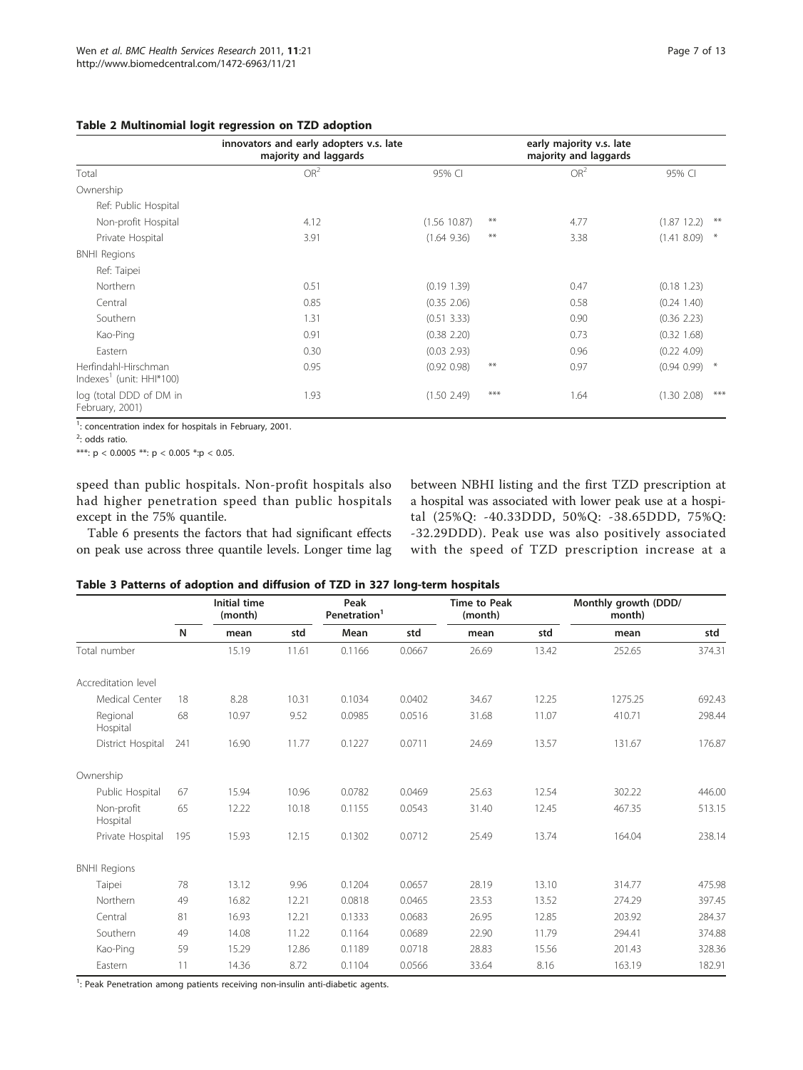**Table 2 Multinomial logit regression on TZD adoption**

| | innovators and early adopters v.s. late majority and laggards | | | early majority v.s. late majority and laggards | | |
|---|---|---|---|---|---|---|
| Total | OR[2] | 95% CI | | OR[2] | 95% CI | |
| Ownership | | | | | | |
| Ref: Public Hospital | | | | | | |
| Non-profit Hospital | 4.12 | (1.56 10.87) | ** | 4.77 | (1.87 12.2) | ** |
| Private Hospital | 3.91 | (1.64 9.36) | ** | 3.38 | (1.41 8.09) | * |
| BNHI Regions | | | | | | |
| Ref: Taipei | | | | | | |
| Northern | 0.51 | (0.19 1.39) | | 0.47 | (0.18 1.23) | |
| Central | 0.85 | (0.35 2.06) | | 0.58 | (0.24 1.40) | |
| Southern | 1.31 | (0.51 3.33) | | 0.90 | (0.36 2.23) | |
| Kao-Ping | 0.91 | (0.38 2.20) | | 0.73 | (0.32 1.68) | |
| Eastern | 0.30 | (0.03 2.93) | | 0.96 | (0.22 4.09) | |
| Herfindahl-Hirschman Indexes[1] (unit: HHI*100) | 0.95 | (0.92 0.98) | ** | 0.97 | (0.94 0.99) | * |
| log (total DDD of DM in February, 2001) | 1.93 | (1.50 2.49) | *** | 1.64 | (1.30 2.08) | *** |

[1]: concentration index for hospitals in February, 2001.

[2]: odds ratio.

***: $p < 0.0005$ **: $p < 0.005$ *: $p < 0.05$.

speed than public hospitals. Non-profit hospitals also had higher penetration speed than public hospitals except in the 75% quantile.

Table 6 presents the factors that had significant effects on peak use across three quantile levels. Longer time lag between NBHI listing and the first TZD prescription at a hospital was associated with lower peak use at a hospital (25%Q: -40.33DDD, 50%Q: -38.65DDD, 75%Q: -32.29DDD). Peak use was also positively associated with the speed of TZD prescription increase at a

**Table 3 Patterns of adoption and diffusion of TZD in 327 long-term hospitals**

| | | Initial time (month) | | Peak Penetration[1] | | Time to Peak (month) | | Monthly growth (DDD/ month) | |
|---|---|---|---|---|---|---|---|---|---|
| | N | mean | std | Mean | std | mean | std | mean | std |
| Total number | | 15.19 | 11.61 | 0.1166 | 0.0667 | 26.69 | 13.42 | 252.65 | 374.31 |
| Accreditation level | | | | | | | | | |
| Medical Center | 18 | 8.28 | 10.31 | 0.1034 | 0.0402 | 34.67 | 12.25 | 1275.25 | 692.43 |
| Regional Hospital | 68 | 10.97 | 9.52 | 0.0985 | 0.0516 | 31.68 | 11.07 | 410.71 | 298.44 |
| District Hospital | 241 | 16.90 | 11.77 | 0.1227 | 0.0711 | 24.69 | 13.57 | 131.67 | 176.87 |
| Ownership | | | | | | | | | |
| Public Hospital | 67 | 15.94 | 10.96 | 0.0782 | 0.0469 | 25.63 | 12.54 | 302.22 | 446.00 |
| Non-profit Hospital | 65 | 12.22 | 10.18 | 0.1155 | 0.0543 | 31.40 | 12.45 | 467.35 | 513.15 |
| Private Hospital | 195 | 15.93 | 12.15 | 0.1302 | 0.0712 | 25.49 | 13.74 | 164.04 | 238.14 |
| BNHI Regions | | | | | | | | | |
| Taipei | 78 | 13.12 | 9.96 | 0.1204 | 0.0657 | 28.19 | 13.10 | 314.77 | 475.98 |
| Northern | 49 | 16.82 | 12.21 | 0.0818 | 0.0465 | 23.53 | 13.52 | 274.29 | 397.45 |
| Central | 81 | 16.93 | 12.21 | 0.1333 | 0.0683 | 26.95 | 12.85 | 203.92 | 284.37 |
| Southern | 49 | 14.08 | 11.22 | 0.1164 | 0.0689 | 22.90 | 11.79 | 294.41 | 374.88 |
| Kao-Ping | 59 | 15.29 | 12.86 | 0.1189 | 0.0718 | 28.83 | 15.56 | 201.43 | 328.36 |
| Eastern | 11 | 14.36 | 8.72 | 0.1104 | 0.0566 | 33.64 | 8.16 | 163.19 | 182.91 |

[1]: Peak Penetration among patients receiving non-insulin anti-diabetic agents.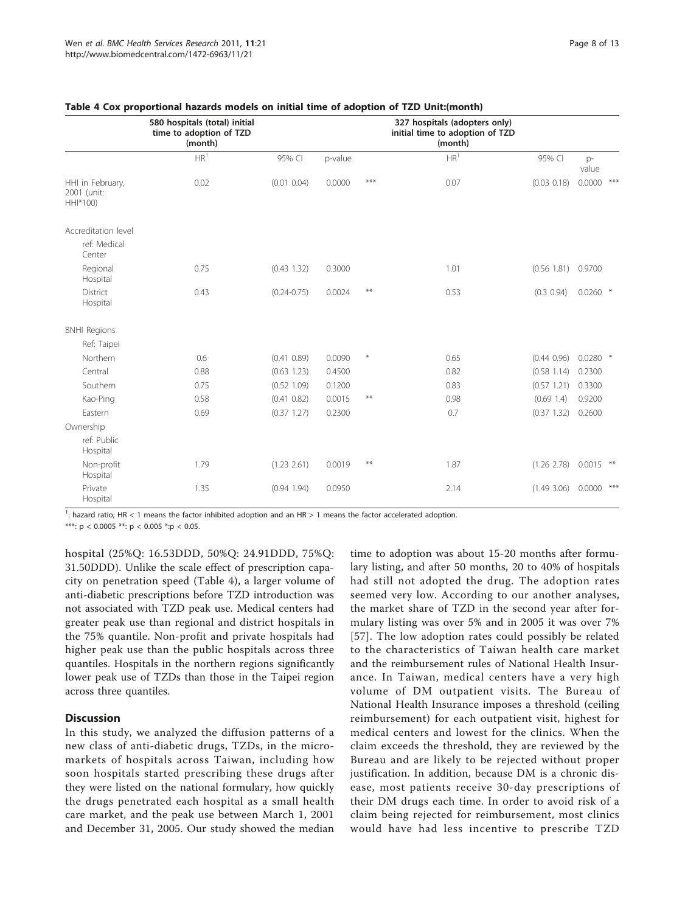**Table 4 Cox proportional hazards models on initial time of adoption of TZD Unit:(month)**

| | 580 hospitals (total) initial time to adoption of TZD (month) | | | | 327 hospitals (adopters only) initial time to adoption of TZD (month) | | | |
|---|---|---|---|---|---|---|---|---|
| | HR[1] | 95% CI | p-value | | HR[1] | 95% CI | p-value | |
| HHI in February, 2001 (unit: HHI*100) | 0.02 | (0.01 0.04) | 0.0000 | *** | 0.07 | (0.03 0.18) | 0.0000 | *** |
| Accreditation level | | | | | | | | |
| ref: Medical Center | | | | | | | | |
| Regional Hospital | 0.75 | (0.43 1.32) | 0.3000 | | 1.01 | (0.56 1.81) | 0.9700 | |
| District Hospital | 0.43 | (0.24-0.75) | 0.0024 | ** | 0.53 | (0.3 0.94) | 0.0260 | * |
| BNHI Regions | | | | | | | | |
| Ref: Taipei | | | | | | | | |
| Northern | 0.6 | (0.41 0.89) | 0.0090 | * | 0.65 | (0.44 0.96) | 0.0280 | * |
| Central | 0.88 | (0.63 1.23) | 0.4500 | | 0.82 | (0.58 1.14) | 0.2300 | |
| Southern | 0.75 | (0.52 1.09) | 0.1200 | | 0.83 | (0.57 1.21) | 0.3300 | |
| Kao-Ping | 0.58 | (0.41 0.82) | 0.0015 | ** | 0.98 | (0.69 1.4) | 0.9200 | |
| Eastern | 0.69 | (0.37 1.27) | 0.2300 | | 0.7 | (0.37 1.32) | 0.2600 | |
| Ownership | | | | | | | | |
| ref: Public Hospital | | | | | | | | |
| Non-profit Hospital | 1.79 | (1.23 2.61) | 0.0019 | ** | 1.87 | (1.26 2.78) | 0.0015 | ** |
| Private Hospital | 1.35 | (0.94 1.94) | 0.0950 | | 2.14 | (1.49 3.06) | 0.0000 | *** |

[1]: hazard ratio; HR < 1 means the factor inhibited adoption and an HR > 1 means the factor accelerated adoption.

***: p < 0.0005 **: p < 0.005 *:p < 0.05.

hospital (25%Q: 16.53DDD, 50%Q: 24.91DDD, 75%Q: 31.50DDD). Unlike the scale effect of prescription capacity on penetration speed (Table 4), a larger volume of anti-diabetic prescriptions before TZD introduction was not associated with TZD peak use. Medical centers had greater peak use than regional and district hospitals in the 75% quantile. Non-profit and private hospitals had higher peak use than the public hospitals across three quantiles. Hospitals in the northern regions significantly lower peak use of TZDs than those in the Taipei region across three quantiles.

## Discussion

In this study, we analyzed the diffusion patterns of a new class of anti-diabetic drugs, TZDs, in the micro-markets of hospitals across Taiwan, including how soon hospitals started prescribing these drugs after they were listed on the national formulary, how quickly the drugs penetrated each hospital as a small health care market, and the peak use between March 1, 2001 and December 31, 2005. Our study showed the median time to adoption was about 15-20 months after formulary listing, and after 50 months, 20 to 40% of hospitals had still not adopted the drug. The adoption rates seemed very low. According to our another analyses, the market share of TZD in the second year after formulary listing was over 5% and in 2005 it was over 7% [57]. The low adoption rates could possibly be related to the characteristics of Taiwan health care market and the reimbursement rules of National Health Insurance. In Taiwan, medical centers have a very high volume of DM outpatient visits. The Bureau of National Health Insurance imposes a threshold (ceiling reimbursement) for each outpatient visit, highest for medical centers and lowest for the clinics. When the claim exceeds the threshold, they are reviewed by the Bureau and are likely to be rejected without proper justification. In addition, because DM is a chronic disease, most patients receive 30-day prescriptions of their DM drugs each time. In order to avoid risk of a claim being rejected for reimbursement, most clinics would have had less incentive to prescribe TZD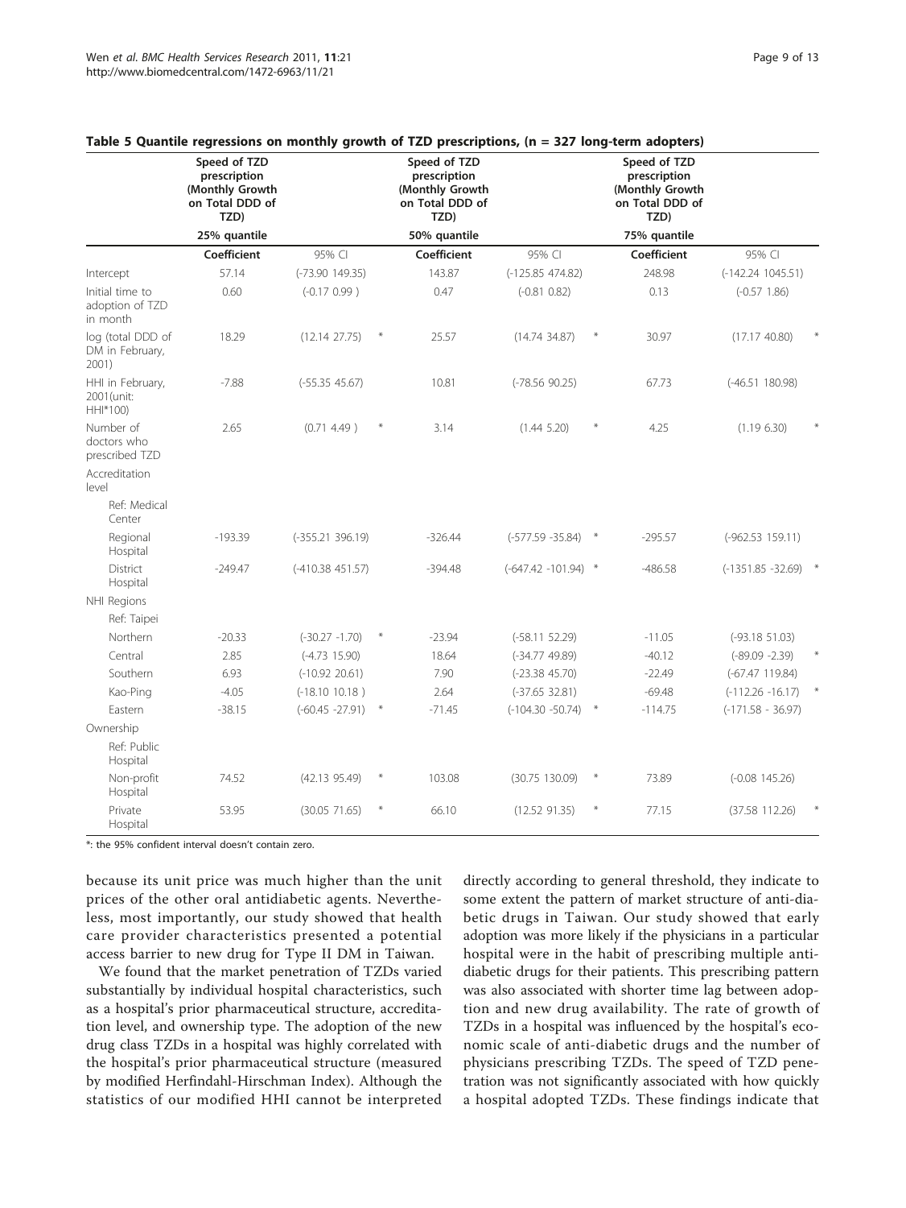**Table 5 Quantile regressions on monthly growth of TZD prescriptions, (n = 327 long-term adopters)**

| | Speed of TZD prescription (Monthly Growth on Total DDD of TZD) | | | Speed of TZD prescription (Monthly Growth on Total DDD of TZD) | | | Speed of TZD prescription (Monthly Growth on Total DDD of TZD) | | |
|---|---|---|---|---|---|---|---|---|---|
| | 25% quantile | | | 50% quantile | | | 75% quantile | | |
| | Coefficient | 95% CI | | Coefficient | 95% CI | | Coefficient | 95% CI | |
| Intercept | 57.14 | (-73.90 149.35) | | 143.87 | (-125.85 474.82) | | 248.98 | (-142.24 1045.51) | |
| Initial time to adoption of TZD in month | 0.60 | (-0.17 0.99 ) | | 0.47 | (-0.81 0.82) | | 0.13 | (-0.57 1.86) | |
| log (total DDD of DM in February, 2001) | 18.29 | (12.14 27.75) | * | 25.57 | (14.74 34.87) | * | 30.97 | (17.17 40.80) | * |
| HHI in February, 2001(unit: HHI*100) | -7.88 | (-55.35 45.67) | | 10.81 | (-78.56 90.25) | | 67.73 | (-46.51 180.98) | |
| Number of doctors who prescribed TZD | 2.65 | (0.71 4.49 ) | * | 3.14 | (1.44 5.20) | * | 4.25 | (1.19 6.30) | * |
| Accreditation level | | | | | | | | | |
| Ref: Medical Center | | | | | | | | | |
| Regional Hospital | -193.39 | (-355.21 396.19) | | -326.44 | (-577.59 -35.84) | * | -295.57 | (-962.53 159.11) | |
| District Hospital | -249.47 | (-410.38 451.57) | | -394.48 | (-647.42 -101.94) | * | -486.58 | (-1351.85 -32.69) | * |
| NHI Regions | | | | | | | | | |
| Ref: Taipei | | | | | | | | | |
| Northern | -20.33 | (-30.27 -1.70) | * | -23.94 | (-58.11 52.29) | | -11.05 | (-93.18 51.03) | |
| Central | 2.85 | (-4.73 15.90) | | 18.64 | (-34.77 49.89) | | -40.12 | (-89.09 -2.39) | * |
| Southern | 6.93 | (-10.92 20.61) | | 7.90 | (-23.38 45.70) | | -22.49 | (-67.47 119.84) | |
| Kao-Ping | -4.05 | (-18.10 10.18 ) | | 2.64 | (-37.65 32.81) | | -69.48 | (-112.26 -16.17) | * |
| Eastern | -38.15 | (-60.45 -27.91) | * | -71.45 | (-104.30 -50.74) | * | -114.75 | (-171.58 - 36.97) | |
| Ownership | | | | | | | | | |
| Ref: Public Hospital | | | | | | | | | |
| Non-profit Hospital | 74.52 | (42.13 95.49) | * | 103.08 | (30.75 130.09) | * | 73.89 | (-0.08 145.26) | |
| Private Hospital | 53.95 | (30.05 71.65) | * | 66.10 | (12.52 91.35) | * | 77.15 | (37.58 112.26) | * |

*: the 95% confident interval doesn't contain zero.

because its unit price was much higher than the unit prices of the other oral antidiabetic agents. Nevertheless, most importantly, our study showed that health care provider characteristics presented a potential access barrier to new drug for Type II DM in Taiwan.

We found that the market penetration of TZDs varied substantially by individual hospital characteristics, such as a hospital's prior pharmaceutical structure, accreditation level, and ownership type. The adoption of the new drug class TZDs in a hospital was highly correlated with the hospital's prior pharmaceutical structure (measured by modified Herfindahl-Hirschman Index). Although the statistics of our modified HHI cannot be interpreted directly according to general threshold, they indicate to some extent the pattern of market structure of anti-diabetic drugs in Taiwan. Our study showed that early adoption was more likely if the physicians in a particular hospital were in the habit of prescribing multiple anti-diabetic drugs for their patients. This prescribing pattern was also associated with shorter time lag between adoption and new drug availability. The rate of growth of TZDs in a hospital was influenced by the hospital's economic scale of anti-diabetic drugs and the number of physicians prescribing TZDs. The speed of TZD penetration was not significantly associated with how quickly a hospital adopted TZDs. These findings indicate that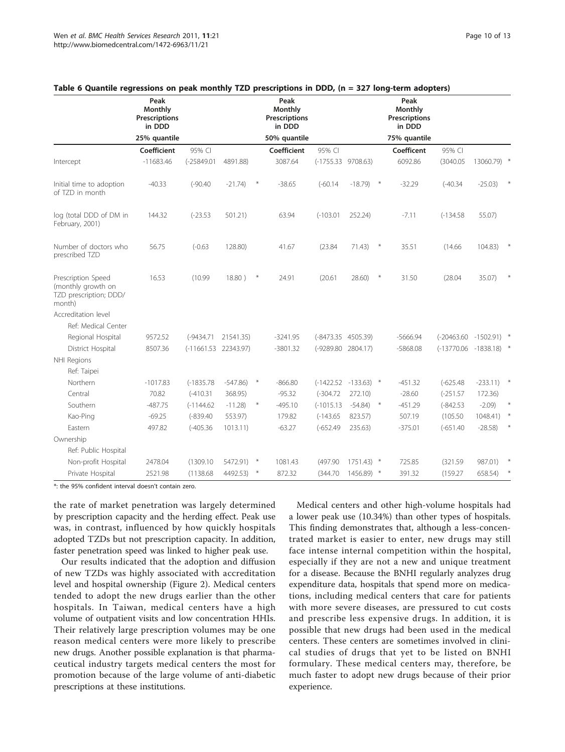**Table 6 Quantile regressions on peak monthly TZD prescriptions in DDD, (n = 327 long-term adopters)**

| | Peak Monthly Prescriptions in DDD | | | | Peak Monthly Prescriptions in DDD | | | | Peak Monthly Prescriptions in DDD | | | |
|---|---|---|---|---|---|---|---|---|---|---|---|---|
| | 25% quantile | | | | 50% quantile | | | | 75% quantile | | | |
| | Coefficient | 95% CI | | | Coefficient | 95% CI | | | Coefficent | 95% CI | | |
| Intercept | -11683.46 | (-25849.01 | 4891.88) | | 3087.64 | (-1755.33 | 9708.63) | | 6092.86 | (3040.05 | 13060.79) | * |
| Initial time to adoption of TZD in month | -40.33 | (-90.40 | -21.74) | * | -38.65 | (-60.14 | -18.79) | * | -32.29 | (-40.34 | -25.03) | * |
| log (total DDD of DM in February, 2001) | 144.32 | (-23.53 | 501.21) | | 63.94 | (-103.01 | 252.24) | | -7.11 | (-134.58 | 55.07) | |
| Number of doctors who prescribed TZD | 56.75 | (-0.63 | 128.80) | | 41.67 | (23.84 | 71.43) | * | 35.51 | (14.66 | 104.83) | * |
| Prescription Speed (monthly growth on TZD prescription; DDD/ month) | 16.53 | (10.99 | 18.80 ) | * | 24.91 | (20.61 | 28.60) | * | 31.50 | (28.04 | 35.07) | * |
| Accreditation level | | | | | | | | | | | | |
| Ref: Medical Center | | | | | | | | | | | | |
| Regional Hospital | 9572.52 | (-9434.71 | 21541.35) | | -3241.95 | (-8473.35 | 4505.39) | | -5666.94 | (-20463.60 | -1502.91) | * |
| District Hospital | 8507.36 | (-11661.53 | 22343.97) | | -3801.32 | (-9289.80 | 2804.17) | | -5868.08 | (-13770.06 | -1838.18) | * |
| NHI Regions | | | | | | | | | | | | |
| Ref: Taipei | | | | | | | | | | | | |
| Northern | -1017.83 | (-1835.78 | -547.86) | * | -866.80 | (-1422.52 | -133.63) | * | -451.32 | (-625.48 | -233.11) | * |
| Central | 70.82 | (-410.31 | 368.95) | | -95.32 | (-304.72 | 272.10) | | -28.60 | (-251.57 | 172.36) | |
| Southern | -487.75 | (-1144.62 | -11.28) | * | -495.10 | (-1015.13 | -54.84) | * | -451.29 | (-842.53 | -2.09) | * |
| Kao-Ping | -69.25 | (-839.40 | 553.97) | | 179.82 | (-143.65 | 823.57) | | 507.19 | (105.50 | 1048.41) | * |
| Eastern | 497.82 | (-405.36 | 1013.11) | | -63.27 | (-652.49 | 235.63) | | -375.01 | (-651.40 | -28.58) | * |
| Ownership | | | | | | | | | | | | |
| Ref: Public Hospital | | | | | | | | | | | | |
| Non-profit Hospital | 2478.04 | (1309.10 | 5472.91) | * | 1081.43 | (497.90 | 1751.43) | * | 725.85 | (321.59 | 987.01) | * |
| Private Hospital | 2521.98 | (1138.68 | 4492.53) | * | 872.32 | (344.70 | 1456.89) | * | 391.32 | (159.27 | 658.54) | * |

*: the 95% confident interval doesn't contain zero.

the rate of market penetration was largely determined by prescription capacity and the herding effect. Peak use was, in contrast, influenced by how quickly hospitals adopted TZDs but not prescription capacity. In addition, faster penetration speed was linked to higher peak use.

Our results indicated that the adoption and diffusion of new TZDs was highly associated with accreditation level and hospital ownership (Figure 2). Medical centers tended to adopt the new drugs earlier than the other hospitals. In Taiwan, medical centers have a high volume of outpatient visits and low concentration HHIs. Their relatively large prescription volumes may be one reason medical centers were more likely to prescribe new drugs. Another possible explanation is that pharmaceutical industry targets medical centers the most for promotion because of the large volume of anti-diabetic prescriptions at these institutions.

Medical centers and other high-volume hospitals had a lower peak use (10.34%) than other types of hospitals. This finding demonstrates that, although a less-concentrated market is easier to enter, new drugs may still face intense internal competition within the hospital, especially if they are not a new and unique treatment for a disease. Because the BNHI regularly analyzes drug expenditure data, hospitals that spend more on medications, including medical centers that care for patients with more severe diseases, are pressured to cut costs and prescribe less expensive drugs. In addition, it is possible that new drugs had been used in the medical centers. These centers are sometimes involved in clinical studies of drugs that yet to be listed on BNHI formulary. These medical centers may, therefore, be much faster to adopt new drugs because of their prior experience.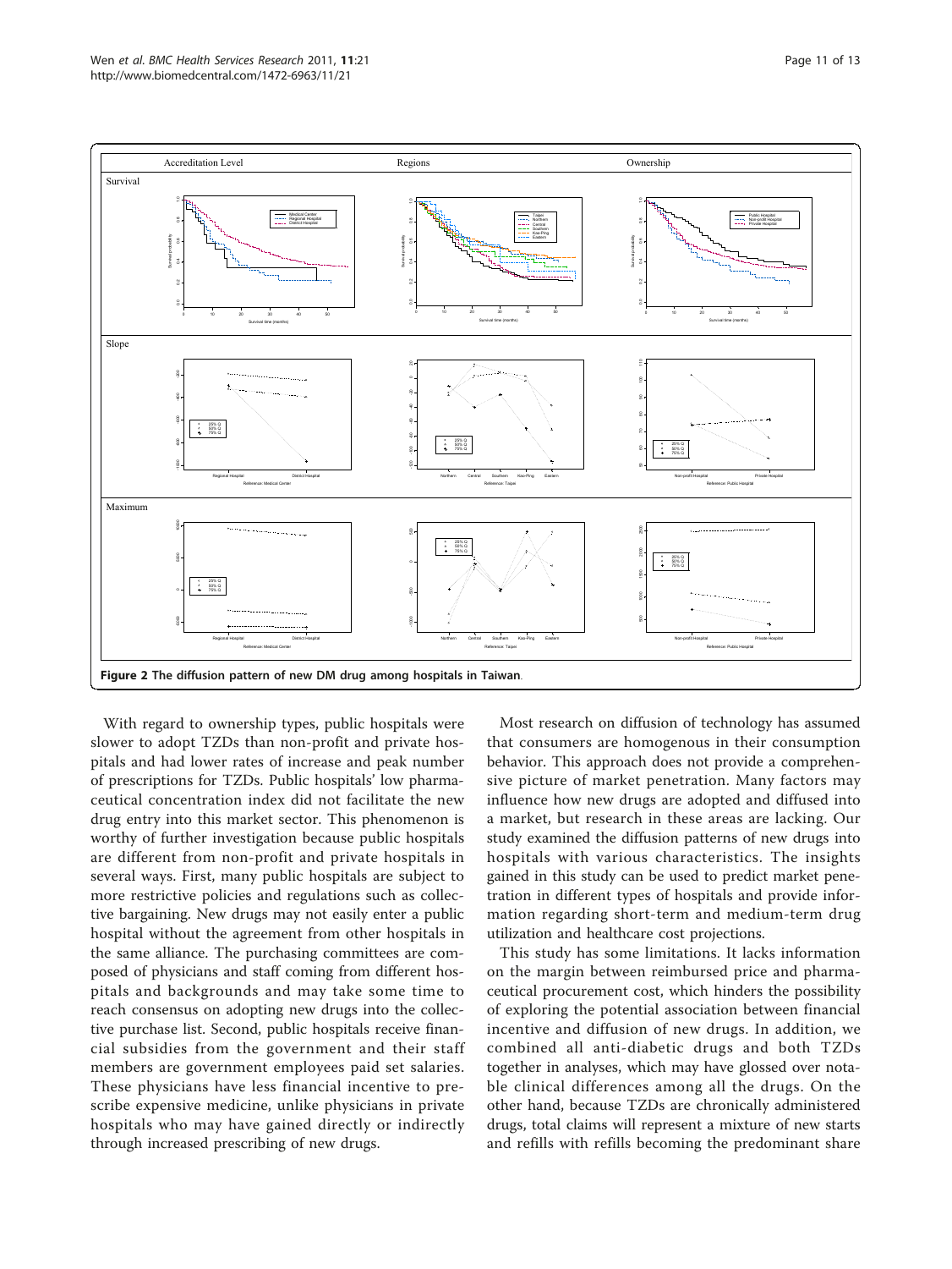Accreditation Level

Regions

Ownership

Survival

Slope

Maximum

Medical Center
Regional Hospital
District Hospital

Taipei
Northern
Central
Southern
Kao-Ping
Eastern

Public Hospital
Non-profit Hospital
Private Hospital

Survival time (months)

25% Q
50% Q
75% Q

Reference: Medical Center

Reference: Taipei

Reference: Public Hospital

**Figure 2 The diffusion pattern of new DM drug among hospitals in Taiwan**.

With regard to ownership types, public hospitals were slower to adopt TZDs than non-profit and private hospitals and had lower rates of increase and peak number of prescriptions for TZDs. Public hospitals' low pharmaceutical concentration index did not facilitate the new drug entry into this market sector. This phenomenon is worthy of further investigation because public hospitals are different from non-profit and private hospitals in several ways. First, many public hospitals are subject to more restrictive policies and regulations such as collective bargaining. New drugs may not easily enter a public hospital without the agreement from other hospitals in the same alliance. The purchasing committees are composed of physicians and staff coming from different hospitals and backgrounds and may take some time to reach consensus on adopting new drugs into the collective purchase list. Second, public hospitals receive financial subsidies from the government and their staff members are government employees paid set salaries. These physicians have less financial incentive to prescribe expensive medicine, unlike physicians in private hospitals who may have gained directly or indirectly through increased prescribing of new drugs.

Most research on diffusion of technology has assumed that consumers are homogenous in their consumption behavior. This approach does not provide a comprehensive picture of market penetration. Many factors may influence how new drugs are adopted and diffused into a market, but research in these areas are lacking. Our study examined the diffusion patterns of new drugs into hospitals with various characteristics. The insights gained in this study can be used to predict market penetration in different types of hospitals and provide information regarding short-term and medium-term drug utilization and healthcare cost projections.

This study has some limitations. It lacks information on the margin between reimbursed price and pharmaceutical procurement cost, which hinders the possibility of exploring the potential association between financial incentive and diffusion of new drugs. In addition, we combined all anti-diabetic drugs and both TZDs together in analyses, which may have glossed over notable clinical differences among all the drugs. On the other hand, because TZDs are chronically administered drugs, total claims will represent a mixture of new starts and refills with refills becoming the predominant share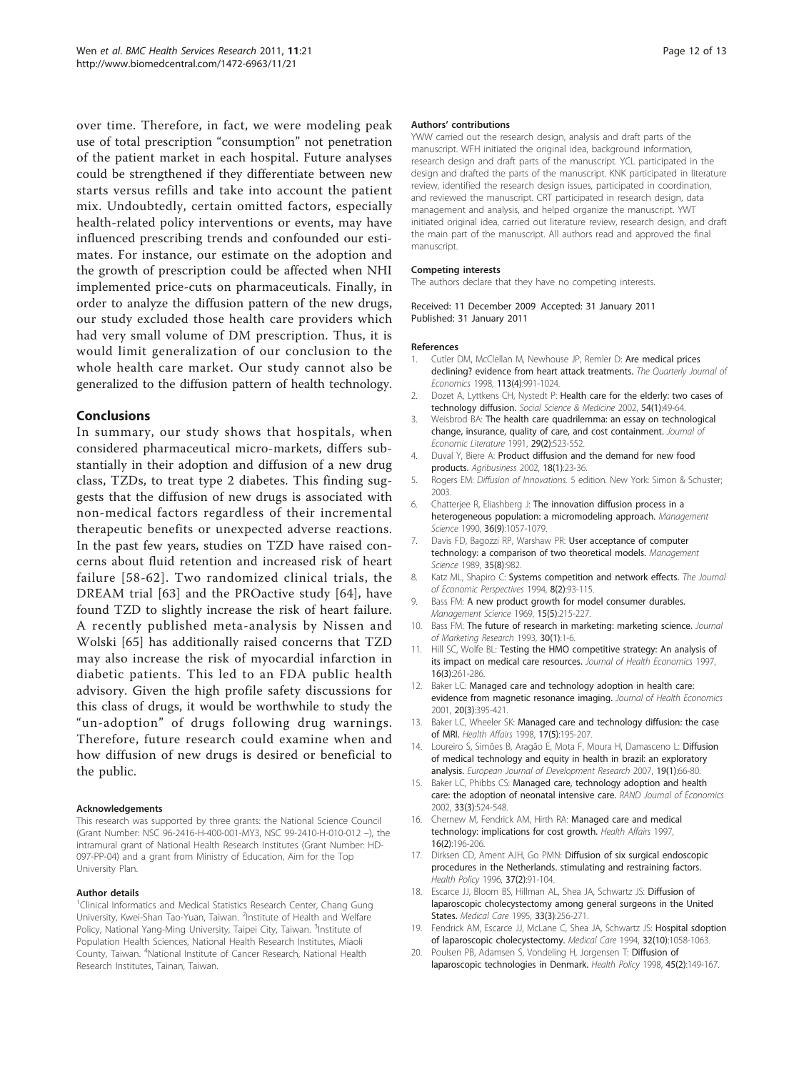over time. Therefore, in fact, we were modeling peak use of total prescription "consumption" not penetration of the patient market in each hospital. Future analyses could be strengthened if they differentiate between new starts versus refills and take into account the patient mix. Undoubtedly, certain omitted factors, especially health-related policy interventions or events, may have influenced prescribing trends and confounded our estimates. For instance, our estimate on the adoption and the growth of prescription could be affected when NHI implemented price-cuts on pharmaceuticals. Finally, in order to analyze the diffusion pattern of the new drugs, our study excluded those health care providers which had very small volume of DM prescription. Thus, it is would limit generalization of our conclusion to the whole health care market. Our study cannot also be generalized to the diffusion pattern of health technology.

## Conclusions

In summary, our study shows that hospitals, when considered pharmaceutical micro-markets, differs substantially in their adoption and diffusion of a new drug class, TZDs, to treat type 2 diabetes. This finding suggests that the diffusion of new drugs is associated with non-medical factors regardless of their incremental therapeutic benefits or unexpected adverse reactions. In the past few years, studies on TZD have raised concerns about fluid retention and increased risk of heart failure [58-62]. Two randomized clinical trials, the DREAM trial [63] and the PROactive study [64], have found TZD to slightly increase the risk of heart failure. A recently published meta-analysis by Nissen and Wolski [65] has additionally raised concerns that TZD may also increase the risk of myocardial infarction in diabetic patients. This led to an FDA public health advisory. Given the high profile safety discussions for this class of drugs, it would be worthwhile to study the "un-adoption" of drugs following drug warnings. Therefore, future research could examine when and how diffusion of new drugs is desired or beneficial to the public.

#### Acknowledgements

This research was supported by three grants: the National Science Council (Grant Number: NSC 96-2416-H-400-001-MY3, NSC 99-2410-H-010-012 –), the intramural grant of National Health Research Institutes (Grant Number: HD-097-PP-04) and a grant from Ministry of Education, Aim for the Top University Plan.

#### Author details

[1]Clinical Informatics and Medical Statistics Research Center, Chang Gung University, Kwei-Shan Tao-Yuan, Taiwan. [2]Institute of Health and Welfare Policy, National Yang-Ming University, Taipei City, Taiwan. [3]Institute of Population Health Sciences, National Health Research Institutes, Miaoli County, Taiwan. [4]National Institute of Cancer Research, National Health Research Institutes, Tainan, Taiwan.

#### Authors' contributions

YWW carried out the research design, analysis and draft parts of the manuscript. WFH initiated the original idea, background information, research design and draft parts of the manuscript. YCL participated in the design and drafted the parts of the manuscript. KNK participated in literature review, identified the research design issues, participated in coordination, and reviewed the manuscript. CRT participated in research design, data management and analysis, and helped organize the manuscript. YWT initiated original idea, carried out literature review, research design, and draft the main part of the manuscript. All authors read and approved the final manuscript.

#### Competing interests

The authors declare that they have no competing interests.

Received: 11 December 2009 Accepted: 31 January 2011
Published: 31 January 2011

#### References

1. Cutler DM, McClellan M, Newhouse JP, Remler D: **Are medical prices declining? evidence from heart attack treatments.** *The Quarterly Journal of Economics* 1998, **113(4)**:991-1024.
2. Dozet A, Lyttkens CH, Nystedt P: **Health care for the elderly: two cases of technology diffusion.** *Social Science & Medicine* 2002, **54(1)**:49-64.
3. Weisbrod BA: **The health care quadrilemma: an essay on technological change, insurance, quality of care, and cost containment.** *Journal of Economic Literature* 1991, **29(2)**:523-552.
4. Duval Y, Biere A: **Product diffusion and the demand for new food products.** *Agribusiness* 2002, **18(1)**:23-36.
5. Rogers EM: *Diffusion of Innovations.* 5 edition. New York: Simon & Schuster; 2003.
6. Chatterjee R, Eliashberg J: **The innovation diffusion process in a heterogeneous population: a micromodeling approach.** *Management Science* 1990, **36(9)**:1057-1079.
7. Davis FD, Bagozzi RP, Warshaw PR: **User acceptance of computer technology: a comparison of two theoretical models.** *Management Science* 1989, **35(8)**:982.
8. Katz ML, Shapiro C: **Systems competition and network effects.** *The Journal of Economic Perspectives* 1994, **8(2)**:93-115.
9. Bass FM: **A new product growth for model consumer durables.** *Management Science* 1969, **15(5)**:215-227.
10. Bass FM: **The future of research in marketing: marketing science.** *Journal of Marketing Research* 1993, **30(1)**:1-6.
11. Hill SC, Wolfe BL: **Testing the HMO competitive strategy: An analysis of its impact on medical care resources.** *Journal of Health Economics* 1997, **16(3)**:261-286.
12. Baker LC: **Managed care and technology adoption in health care: evidence from magnetic resonance imaging.** *Journal of Health Economics* 2001, **20(3)**:395-421.
13. Baker LC, Wheeler SK: **Managed care and technology diffusion: the case of MRI.** *Health Affairs* 1998, **17(5)**:195-207.
14. Loureiro S, Simões B, Aragão E, Mota F, Moura H, Damasceno L: **Diffusion of medical technology and equity in health in brazil: an exploratory analysis.** *European Journal of Development Research* 2007, **19(1)**:66-80.
15. Baker LC, Phibbs CS: **Managed care, technology adoption and health care: the adoption of neonatal intensive care.** *RAND Journal of Economics* 2002, **33(3)**:524-548.
16. Chernew M, Fendrick AM, Hirth RA: **Managed care and medical technology: implications for cost growth.** *Health Affairs* 1997, **16(2)**:196-206.
17. Dirksen CD, Ament AJH, Go PMN: **Diffusion of six surgical endoscopic procedures in the Netherlands. stimulating and restraining factors.** *Health Policy* 1996, **37(2)**:91-104.
18. Escarce JJ, Bloom BS, Hillman AL, Shea JA, Schwartz JS: **Diffusion of laparoscopic cholecystectomy among general surgeons in the United States.** *Medical Care* 1995, **33(3)**:256-271.
19. Fendrick AM, Escarce JJ, McLane C, Shea JA, Schwartz JS: **Hospital sdoption of laparoscopic cholecystectomy.** *Medical Care* 1994, **32(10)**:1058-1063.
20. Poulsen PB, Adamsen S, Vondeling H, Jorgensen T: **Diffusion of laparoscopic technologies in Denmark.** *Health Policy* 1998, **45(2)**:149-167.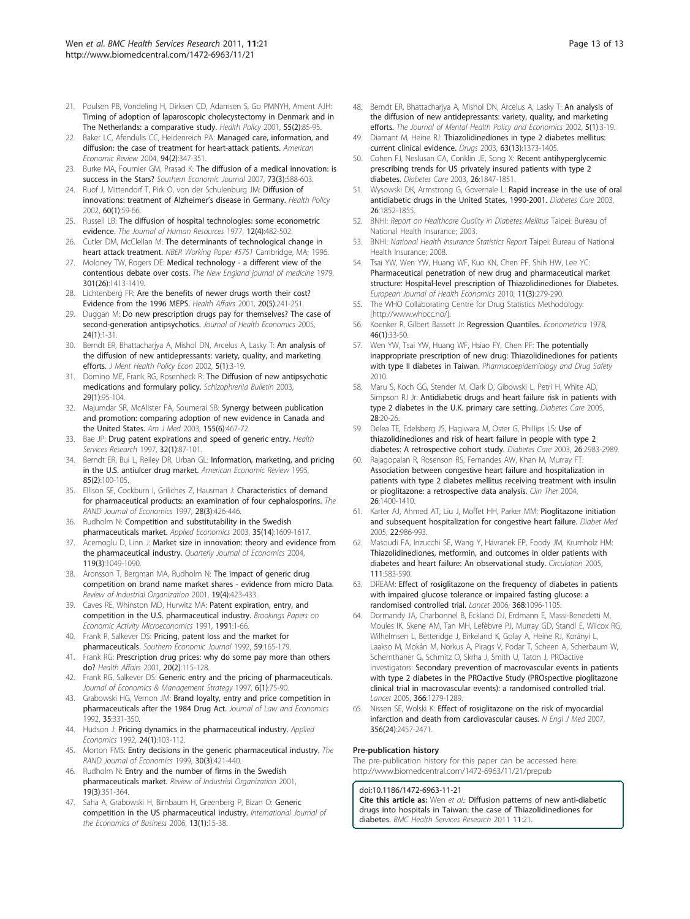21. Poulsen PB, Vondeling H, Dirksen CD, Adamsen S, Go PMNYH, Ament AJH: **Timing of adoption of laparoscopic cholecystectomy in Denmark and in The Netherlands: a comparative study.** *Health Policy* 2001, **55(2)**:85-95.
22. Baker LC, Afendulis CC, Heidenreich PA: **Managed care, information, and diffusion: the case of treatment for heart-attack patients.** *American Economic Review* 2004, **94(2)**:347-351.
23. Burke MA, Fournier GM, Prasad K: **The diffusion of a medical innovation: is success in the Stars?** *Southern Economic Journal* 2007, **73(3)**:588-603.
24. Ruof J, Mittendorf T, Pirk O, von der Schulenburg JM: **Diffusion of innovations: treatment of Alzheimer's disease in Germany.** *Health Policy* 2002, **60(1)**:59-66.
25. Russell LB: **The diffusion of hospital technologies: some econometric evidence.** *The Journal of Human Resources* 1977, **12(4)**:482-502.
26. Cutler DM, McClellan M: **The determinants of technological change in heart attack treatment.** *NBER Working Paper #5751* Cambridge, MA; 1996.
27. Moloney TW, Rogers DE: **Medical technology - a different view of the contentious debate over costs.** *The New England journal of medicine* 1979, **301(26)**:1413-1419.
28. Lichtenberg FR: **Are the benefits of newer drugs worth their cost? Evidence from the 1996 MEPS.** *Health Affairs* 2001, **20(5)**:241-251.
29. Duggan M: **Do new prescription drugs pay for themselves? The case of second-generation antipsychotics.** *Journal of Health Economics* 2005, **24(1)**:1-31.
30. Berndt ER, Bhattacharjya A, Mishol DN, Arcelus A, Lasky T: **An analysis of the diffusion of new antidepressants: variety, quality, and marketing efforts.** *J Ment Health Policy Econ* 2002, **5(1)**:3-19.
31. Domino ME, Frank RG, Rosenheck R: **The Diffusion of new antipsychotic medications and formulary policy.** *Schizophrenia Bulletin* 2003, **29(1)**:95-104.
32. Majumdar SR, McAlister FA, Soumerai SB: **Synergy between publication and promotion: comparing adoption of new evidence in Canada and the United States.** *Am J Med* 2003, **155(6)**:467-72.
33. Bae JP: **Drug patent expirations and speed of generic entry.** *Health Services Research* 1997, **32(1)**:87-101.
34. Berndt ER, Bui L, Reiley DR, Urban GL: **Information, marketing, and pricing in the U.S. antiulcer drug market.** *American Economic Review* 1995, **85(2)**:100-105.
35. Ellison SF, Cockburn I, Griliches Z, Hausman J: **Characteristics of demand for pharmaceutical products: an examination of four cephalosporins.** *The RAND Journal of Economics* 1997, **28(3)**:426-446.
36. Rudholm N: **Competition and substitutability in the Swedish pharmaceuticals market.** *Applied Economics* 2003, **35(14)**:1609-1617.
37. Acemoglu D, Linn J: **Market size in innovation: theory and evidence from the pharmaceutical industry.** *Quarterly Journal of Economics* 2004, **119(3)**:1049-1090.
38. Aronsson T, Bergman MA, Rudholm N: **The impact of generic drug competition on brand name market shares - evidence from micro Data.** *Review of Industrial Organization* 2001, **19(4)**:423-433.
39. Caves RE, Whinston MD, Hurwitz MA: **Patent expiration, entry, and competition in the U.S. pharmaceutical industry.** *Brookings Papers on Economic Activity Microeconomics* 1991, **1991**:1-66.
40. Frank R, Salkever DS: **Pricing, patent loss and the market for pharmaceuticals.** *Southern Economic Journal* 1992, **59**:165-179.
41. Frank RG: **Prescription drug prices: why do some pay more than others do?** *Health Affairs* 2001, **20(2)**:115-128.
42. Frank RG, Salkever DS: **Generic entry and the pricing of pharmaceuticals.** *Journal of Economics & Management Strategy* 1997, **6(1)**:75-90.
43. Grabowski HG, Vernon JM: **Brand loyalty, entry and price competition in pharmaceuticals after the 1984 Drug Act.** *Journal of Law and Economics* 1992, **35**:331-350.
44. Hudson J: **Pricing dynamics in the pharmaceutical industry.** *Applied Economics* 1992, **24(1)**:103-112.
45. Morton FMS: **Entry decisions in the generic pharmaceutical industry.** *The RAND Journal of Economics* 1999, **30(3)**:421-440.
46. Rudholm N: **Entry and the number of firms in the Swedish pharmaceuticals market.** *Review of Industrial Organization* 2001, **19(3)**:351-364.
47. Saha A, Grabowski H, Birnbaum H, Greenberg P, Bizan O: **Generic competition in the US pharmaceutical industry.** *International Journal of the Economics of Business* 2006, **13(1)**:15-38.
48. Berndt ER, Bhattacharjya A, Mishol DN, Arcelus A, Lasky T: **An analysis of the diffusion of new antidepressants: variety, quality, and marketing efforts.** *The Journal of Mental Health Policy and Economics* 2002, **5(1)**:3-19.
49. Diamant M, Heine RJ: **Thiazolidinediones in type 2 diabetes mellitus: current clinical evidence.** *Drugs* 2003, **63(13)**:1373-1405.
50. Cohen FJ, Neslusan CA, Conklin JE, Song X: **Recent antihyperglycemic prescribing trends for US privately insured patients with type 2 diabetes.** *Diabetes Care* 2003, **26**:1847-1851.
51. Wysowski DK, Armstrong G, Governale L: **Rapid increase in the use of oral antidiabetic drugs in the United States, 1990-2001.** *Diabetes Care* 2003, **26**:1852-1855.
52. BNHI: *Report on Healthcare Quality in Diabetes Mellitus* Taipei: Bureau of National Health Insurance; 2003.
53. BNHI: *National Health Insurance Statistics Report* Taipei: Bureau of National Health Insurance; 2008.
54. Tsai YW, Wen YW, Huang WF, Kuo KN, Chen PF, Shih HW, Lee YC: **Pharmaceutical penetration of new drug and pharmaceutical market structure: Hospital-level prescription of Thiazolidinediones for Diabetes.** *European Journal of Health Economics* 2010, **11(3)**:279-290.
55. The WHO Collaborating Centre for Drug Statistics Methodology: [http://www.whocc.no/].
56. Koenker R, Gilbert Bassett Jr: **Regression Quantiles.** *Econometrica* 1978, **46(1)**:33-50.
57. Wen YW, Tsai YW, Huang WF, Hsiao FY, Chen PF: **The potentially inappropriate prescription of new drug: Thiazolidinediones for patients with type II diabetes in Taiwan.** *Pharmacoepidemiology and Drug Safety* 2010.
58. Maru S, Koch GG, Stender M, Clark D, Gibowski L, Petri H, White AD, Simpson RJ Jr: **Antidiabetic drugs and heart failure risk in patients with type 2 diabetes in the U.K. primary care setting.** *Diabetes Care* 2005, **28**:20-26.
59. Delea TE, Edelsberg JS, Hagiwara M, Oster G, Phillips LS: **Use of thiazolidinediones and risk of heart failure in people with type 2 diabetes: A retrospective cohort study.** *Diabetes Care* 2003, **26**:2983-2989.
60. Rajagopalan R, Rosenson RS, Fernandes AW, Khan M, Murray FT: **Association between congestive heart failure and hospitalization in patients with type 2 diabetes mellitus receiving treatment with insulin or pioglitazone: a retrospective data analysis.** *Clin Ther* 2004, **26**:1400-1410.
61. Karter AJ, Ahmed AT, Liu J, Moffet HH, Parker MM: **Pioglitazone initiation and subsequent hospitalization for congestive heart failure.** *Diabet Med* 2005, **22**:986-993.
62. Masoudi FA, Inzucchi SE, Wang Y, Havranek EP, Foody JM, Krumholz HM: **Thiazolidinediones, metformin, and outcomes in older patients with diabetes and heart failure: An observational study.** *Circulation* 2005, **111**:583-590.
63. DREAM: **Effect of rosiglitazone on the frequency of diabetes in patients with impaired glucose tolerance or impaired fasting glucose: a randomised controlled trial.** *Lancet* 2006, **368**:1096-1105.
64. Dormandy JA, Charbonnel B, Eckland DJ, Erdmann E, Massi-Benedetti M, Moules IK, Skene AM, Tan MH, Lefèbvre PJ, Murray GD, Standl E, Wilcox RG, Wilhelmsen L, Betteridge J, Birkeland K, Golay A, Heine RJ, Korányi L, Laakso M, Mokán M, Norkus A, Pirags V, Podar T, Scheen A, Scherbaum W, Schernthaner G, Schmitz O, Skrha J, Smith U, Taton J, PROactive investigators: **Secondary prevention of macrovascular events in patients with type 2 diabetes in the PROactive Study (PROspective pioglitazone clinical trial in macrovascular events): a randomised controlled trial.** *Lancet* 2005, **366**:1279-1289.
65. Nissen SE, Wolski K: **Effect of rosiglitazone on the risk of myocardial infarction and death from cardiovascular causes.** *N Engl J Med* 2007, **356(24)**:2457-2471.

#### Pre-publication history

The pre-publication history for this paper can be accessed here: http://www.biomedcentral.com/1472-6963/11/21/prepub

doi:10.1186/1472-6963-11-21

**Cite this article as:** Wen *et al.*: Diffusion patterns of new anti-diabetic drugs into hospitals in Taiwan: the case of Thiazolidinediones for diabetes. *BMC Health Services Research* 2011 **11**:21.